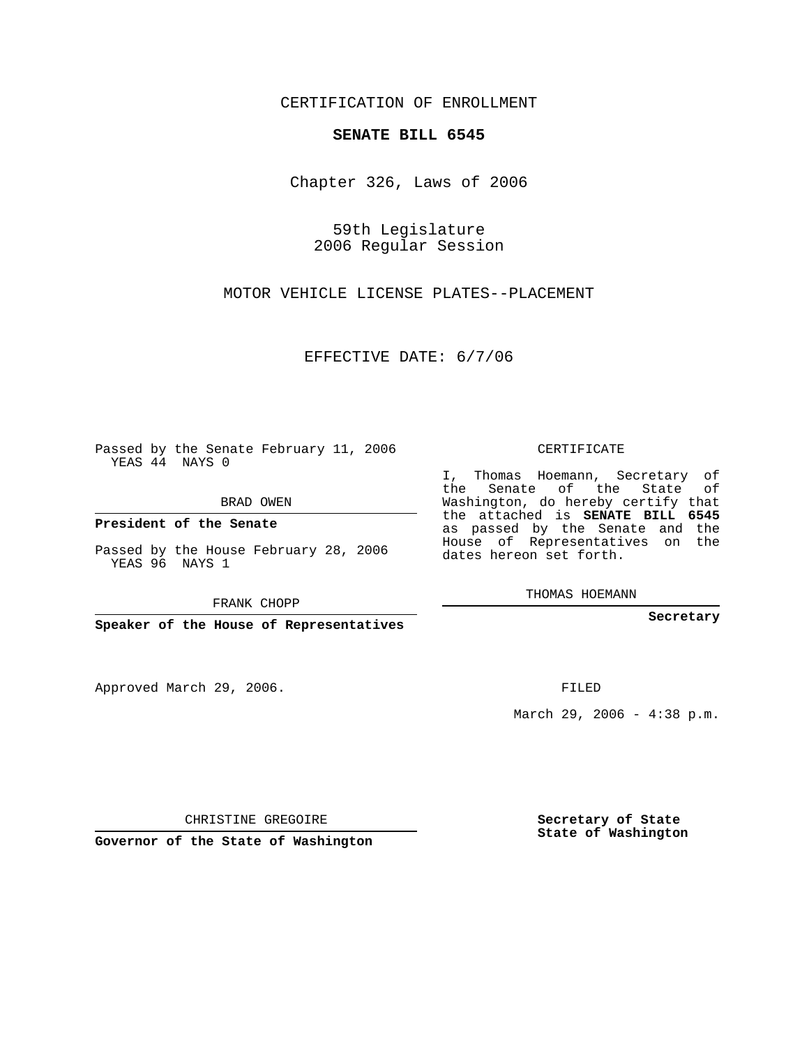CERTIFICATION OF ENROLLMENT

# SENATE BILL 6545

Chapter 326, Laws of 2006

59th Legislature
2006 Regular Session

MOTOR VEHICLE LICENSE PLATES--PLACEMENT

EFFECTIVE DATE: 6/7/06

Passed by the Senate February 11, 2006
YEAS 44 NAYS 0

BRAD OWEN

**President of the Senate**

Passed by the House February 28, 2006
YEAS 96 NAYS 1

FRANK CHOPP

**Speaker of the House of Representatives**

Approved March 29, 2006.

CHRISTINE GREGOIRE

**Governor of the State of Washington**

CERTIFICATE

I, Thomas Hoemann, Secretary of the Senate of the State of Washington, do hereby certify that the attached is **SENATE BILL 6545** as passed by the Senate and the House of Representatives on the dates hereon set forth.

THOMAS HOEMANN

**Secretary**

FILED

March 29, 2006 - 4:38 p.m.

**Secretary of State**
**State of Washington**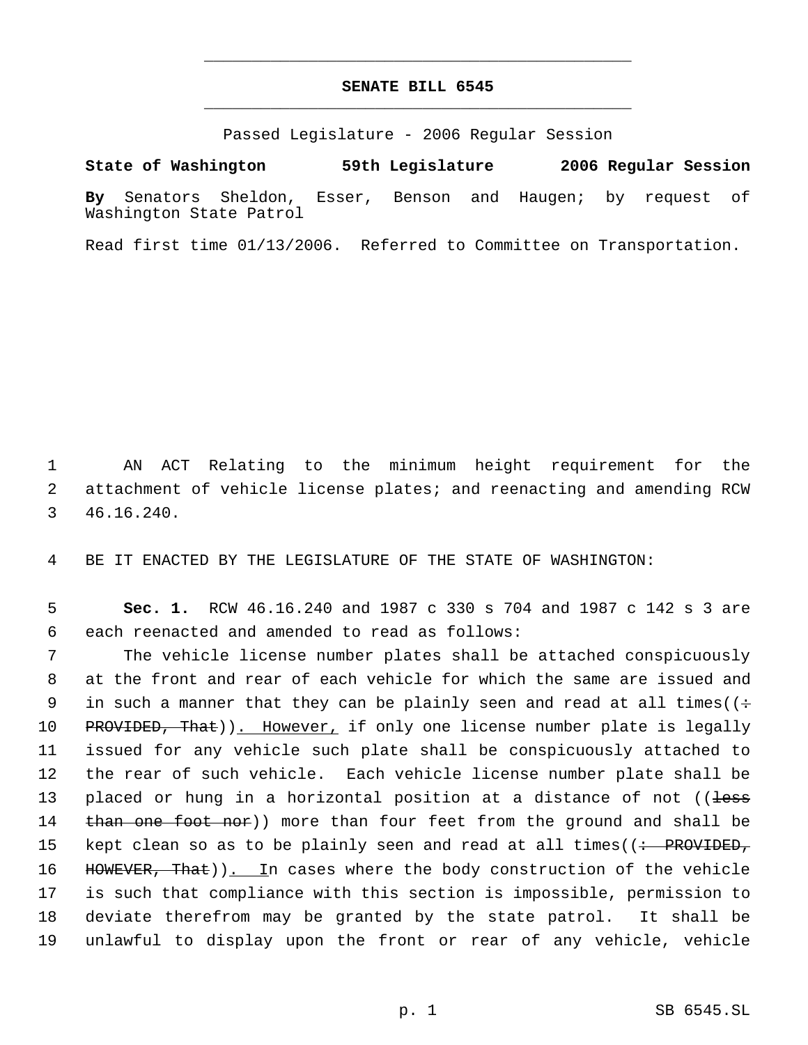# SENATE BILL 6545

Passed Legislature - 2006 Regular Session

**State of Washington 59th Legislature 2006 Regular Session**

**By** Senators Sheldon, Esser, Benson and Haugen; by request of Washington State Patrol

Read first time 01/13/2006. Referred to Committee on Transportation.

1 AN ACT Relating to the minimum height requirement for the
2 attachment of vehicle license plates; and reenacting and amending RCW
3 46.16.240.

4 BE IT ENACTED BY THE LEGISLATURE OF THE STATE OF WASHINGTON:

5 **Sec. 1.** RCW 46.16.240 and 1987 c 330 s 704 and 1987 c 142 s 3 are
6 each reenacted and amended to read as follows:

7 The vehicle license number plates shall be attached conspicuously
8 at the front and rear of each vehicle for which the same are issued and
9 in such a manner that they can be plainly seen and read at all times((~~:~~
10 ~~PROVIDED, That~~)). However, if only one license number plate is legally
11 issued for any vehicle such plate shall be conspicuously attached to
12 the rear of such vehicle. Each vehicle license number plate shall be
13 placed or hung in a horizontal position at a distance of not ((~~less~~
14 ~~than one foot nor~~)) more than four feet from the ground and shall be
15 kept clean so as to be plainly seen and read at all times((~~: PROVIDED,~~
16 ~~HOWEVER, That~~)). In cases where the body construction of the vehicle
17 is such that compliance with this section is impossible, permission to
18 deviate therefrom may be granted by the state patrol. It shall be
19 unlawful to display upon the front or rear of any vehicle, vehicle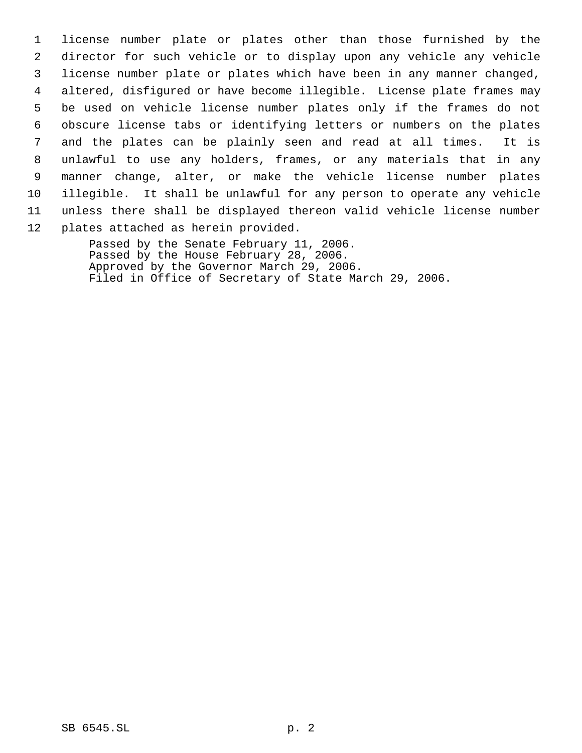license number plate or plates other than those furnished by the director for such vehicle or to display upon any vehicle any vehicle license number plate or plates which have been in any manner changed, altered, disfigured or have become illegible. License plate frames may be used on vehicle license number plates only if the frames do not obscure license tabs or identifying letters or numbers on the plates and the plates can be plainly seen and read at all times. It is unlawful to use any holders, frames, or any materials that in any manner change, alter, or make the vehicle license number plates illegible. It shall be unlawful for any person to operate any vehicle unless there shall be displayed thereon valid vehicle license number plates attached as herein provided.

Passed by the Senate February 11, 2006.
Passed by the House February 28, 2006.
Approved by the Governor March 29, 2006.
Filed in Office of Secretary of State March 29, 2006.